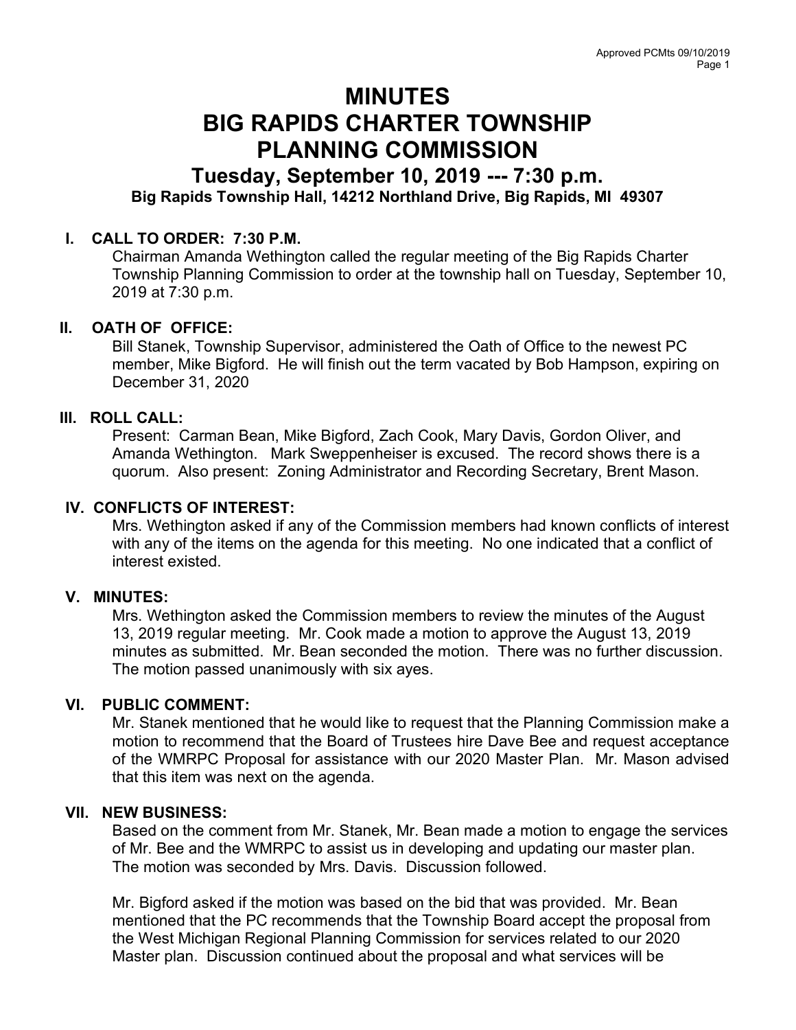# MINUTES
# BIG RAPIDS CHARTER TOWNSHIP
# PLANNING COMMISSION

## Tuesday, September 10, 2019 --- 7:30 p.m.

**Big Rapids Township Hall, 14212 Northland Drive, Big Rapids, MI 49307**

### I. CALL TO ORDER: 7:30 P.M.

Chairman Amanda Wethington called the regular meeting of the Big Rapids Charter Township Planning Commission to order at the township hall on Tuesday, September 10, 2019 at 7:30 p.m.

### II. OATH OF OFFICE:

Bill Stanek, Township Supervisor, administered the Oath of Office to the newest PC member, Mike Bigford. He will finish out the term vacated by Bob Hampson, expiring on December 31, 2020

### III. ROLL CALL:

Present: Carman Bean, Mike Bigford, Zach Cook, Mary Davis, Gordon Oliver, and Amanda Wethington. Mark Sweppenheiser is excused. The record shows there is a quorum. Also present: Zoning Administrator and Recording Secretary, Brent Mason.

### IV. CONFLICTS OF INTEREST:

Mrs. Wethington asked if any of the Commission members had known conflicts of interest with any of the items on the agenda for this meeting. No one indicated that a conflict of interest existed.

### V. MINUTES:

Mrs. Wethington asked the Commission members to review the minutes of the August 13, 2019 regular meeting. Mr. Cook made a motion to approve the August 13, 2019 minutes as submitted. Mr. Bean seconded the motion. There was no further discussion. The motion passed unanimously with six ayes.

### VI. PUBLIC COMMENT:

Mr. Stanek mentioned that he would like to request that the Planning Commission make a motion to recommend that the Board of Trustees hire Dave Bee and request acceptance of the WMRPC Proposal for assistance with our 2020 Master Plan. Mr. Mason advised that this item was next on the agenda.

### VII. NEW BUSINESS:

Based on the comment from Mr. Stanek, Mr. Bean made a motion to engage the services of Mr. Bee and the WMRPC to assist us in developing and updating our master plan. The motion was seconded by Mrs. Davis. Discussion followed.

Mr. Bigford asked if the motion was based on the bid that was provided. Mr. Bean mentioned that the PC recommends that the Township Board accept the proposal from the West Michigan Regional Planning Commission for services related to our 2020 Master plan. Discussion continued about the proposal and what services will be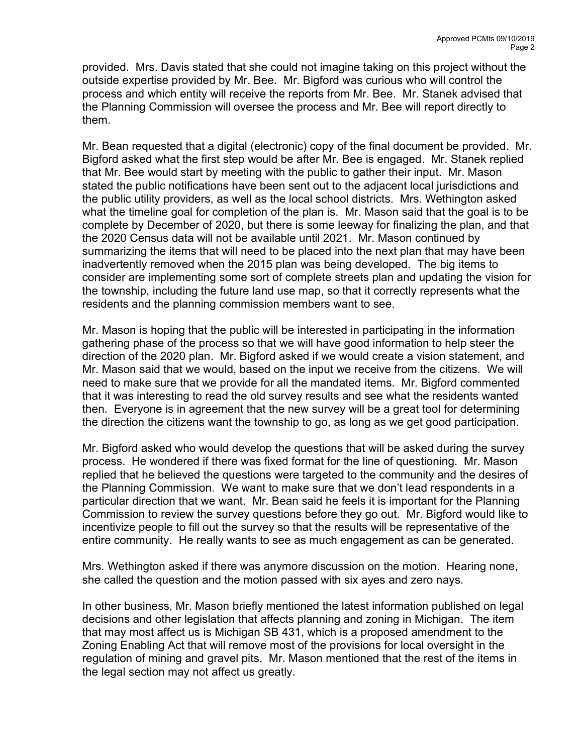provided. Mrs. Davis stated that she could not imagine taking on this project without the outside expertise provided by Mr. Bee. Mr. Bigford was curious who will control the process and which entity will receive the reports from Mr. Bee. Mr. Stanek advised that the Planning Commission will oversee the process and Mr. Bee will report directly to them.

Mr. Bean requested that a digital (electronic) copy of the final document be provided. Mr. Bigford asked what the first step would be after Mr. Bee is engaged. Mr. Stanek replied that Mr. Bee would start by meeting with the public to gather their input. Mr. Mason stated the public notifications have been sent out to the adjacent local jurisdictions and the public utility providers, as well as the local school districts. Mrs. Wethington asked what the timeline goal for completion of the plan is. Mr. Mason said that the goal is to be complete by December of 2020, but there is some leeway for finalizing the plan, and that the 2020 Census data will not be available until 2021. Mr. Mason continued by summarizing the items that will need to be placed into the next plan that may have been inadvertently removed when the 2015 plan was being developed. The big items to consider are implementing some sort of complete streets plan and updating the vision for the township, including the future land use map, so that it correctly represents what the residents and the planning commission members want to see.

Mr. Mason is hoping that the public will be interested in participating in the information gathering phase of the process so that we will have good information to help steer the direction of the 2020 plan. Mr. Bigford asked if we would create a vision statement, and Mr. Mason said that we would, based on the input we receive from the citizens. We will need to make sure that we provide for all the mandated items. Mr. Bigford commented that it was interesting to read the old survey results and see what the residents wanted then. Everyone is in agreement that the new survey will be a great tool for determining the direction the citizens want the township to go, as long as we get good participation.

Mr. Bigford asked who would develop the questions that will be asked during the survey process. He wondered if there was fixed format for the line of questioning. Mr. Mason replied that he believed the questions were targeted to the community and the desires of the Planning Commission. We want to make sure that we don't lead respondents in a particular direction that we want. Mr. Bean said he feels it is important for the Planning Commission to review the survey questions before they go out. Mr. Bigford would like to incentivize people to fill out the survey so that the results will be representative of the entire community. He really wants to see as much engagement as can be generated.

Mrs. Wethington asked if there was anymore discussion on the motion. Hearing none, she called the question and the motion passed with six ayes and zero nays.

In other business, Mr. Mason briefly mentioned the latest information published on legal decisions and other legislation that affects planning and zoning in Michigan. The item that may most affect us is Michigan SB 431, which is a proposed amendment to the Zoning Enabling Act that will remove most of the provisions for local oversight in the regulation of mining and gravel pits. Mr. Mason mentioned that the rest of the items in the legal section may not affect us greatly.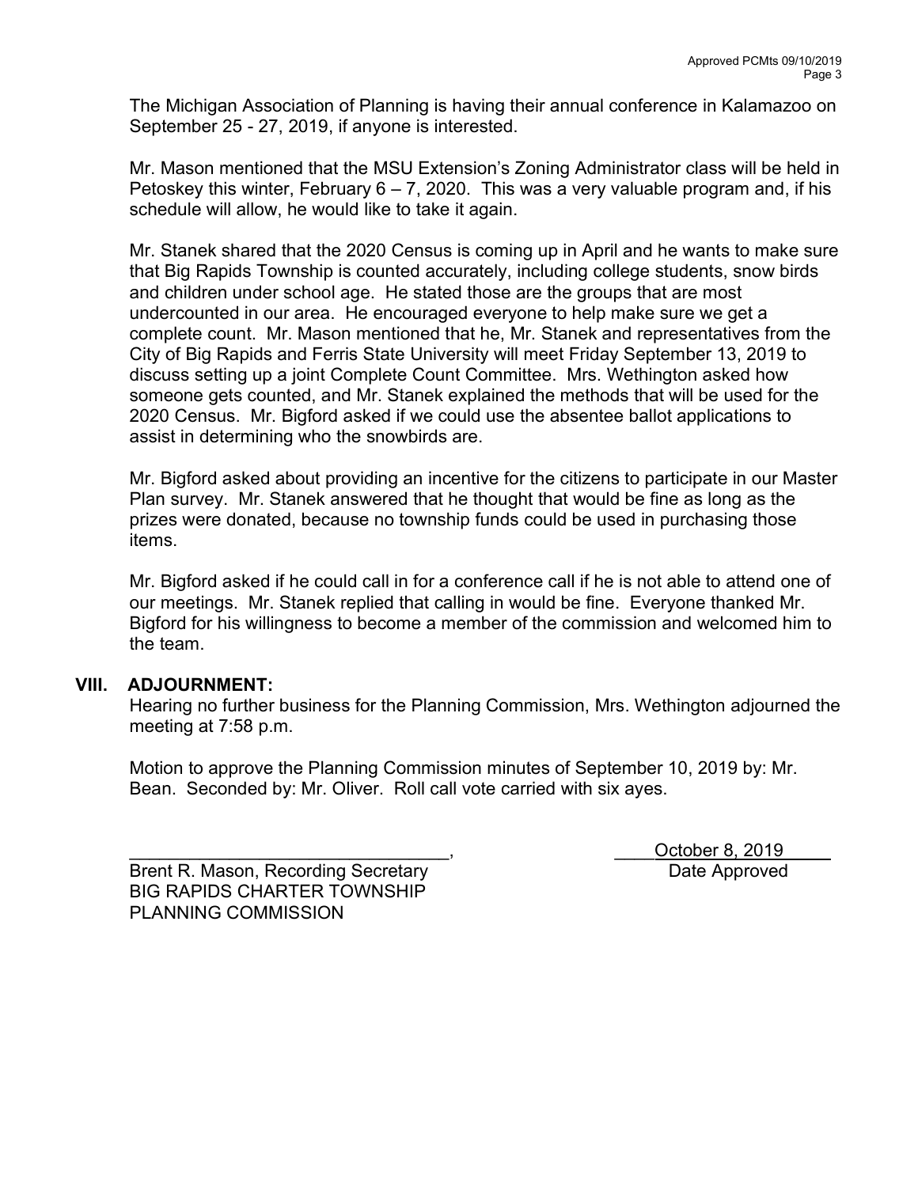The Michigan Association of Planning is having their annual conference in Kalamazoo on September 25 - 27, 2019, if anyone is interested.

Mr. Mason mentioned that the MSU Extension's Zoning Administrator class will be held in Petoskey this winter, February 6 – 7, 2020. This was a very valuable program and, if his schedule will allow, he would like to take it again.

Mr. Stanek shared that the 2020 Census is coming up in April and he wants to make sure that Big Rapids Township is counted accurately, including college students, snow birds and children under school age. He stated those are the groups that are most undercounted in our area. He encouraged everyone to help make sure we get a complete count. Mr. Mason mentioned that he, Mr. Stanek and representatives from the City of Big Rapids and Ferris State University will meet Friday September 13, 2019 to discuss setting up a joint Complete Count Committee. Mrs. Wethington asked how someone gets counted, and Mr. Stanek explained the methods that will be used for the 2020 Census. Mr. Bigford asked if we could use the absentee ballot applications to assist in determining who the snowbirds are.

Mr. Bigford asked about providing an incentive for the citizens to participate in our Master Plan survey. Mr. Stanek answered that he thought that would be fine as long as the prizes were donated, because no township funds could be used in purchasing those items.

Mr. Bigford asked if he could call in for a conference call if he is not able to attend one of our meetings. Mr. Stanek replied that calling in would be fine. Everyone thanked Mr. Bigford for his willingness to become a member of the commission and welcomed him to the team.

## VIII. ADJOURNMENT:

Hearing no further business for the Planning Commission, Mrs. Wethington adjourned the meeting at 7:58 p.m.

Motion to approve the Planning Commission minutes of September 10, 2019 by: Mr. Bean. Seconded by: Mr. Oliver. Roll call vote carried with six ayes.

_________________________________, October 8, 2019

Brent R. Mason, Recording Secretary Date Approved
BIG RAPIDS CHARTER TOWNSHIP
PLANNING COMMISSION